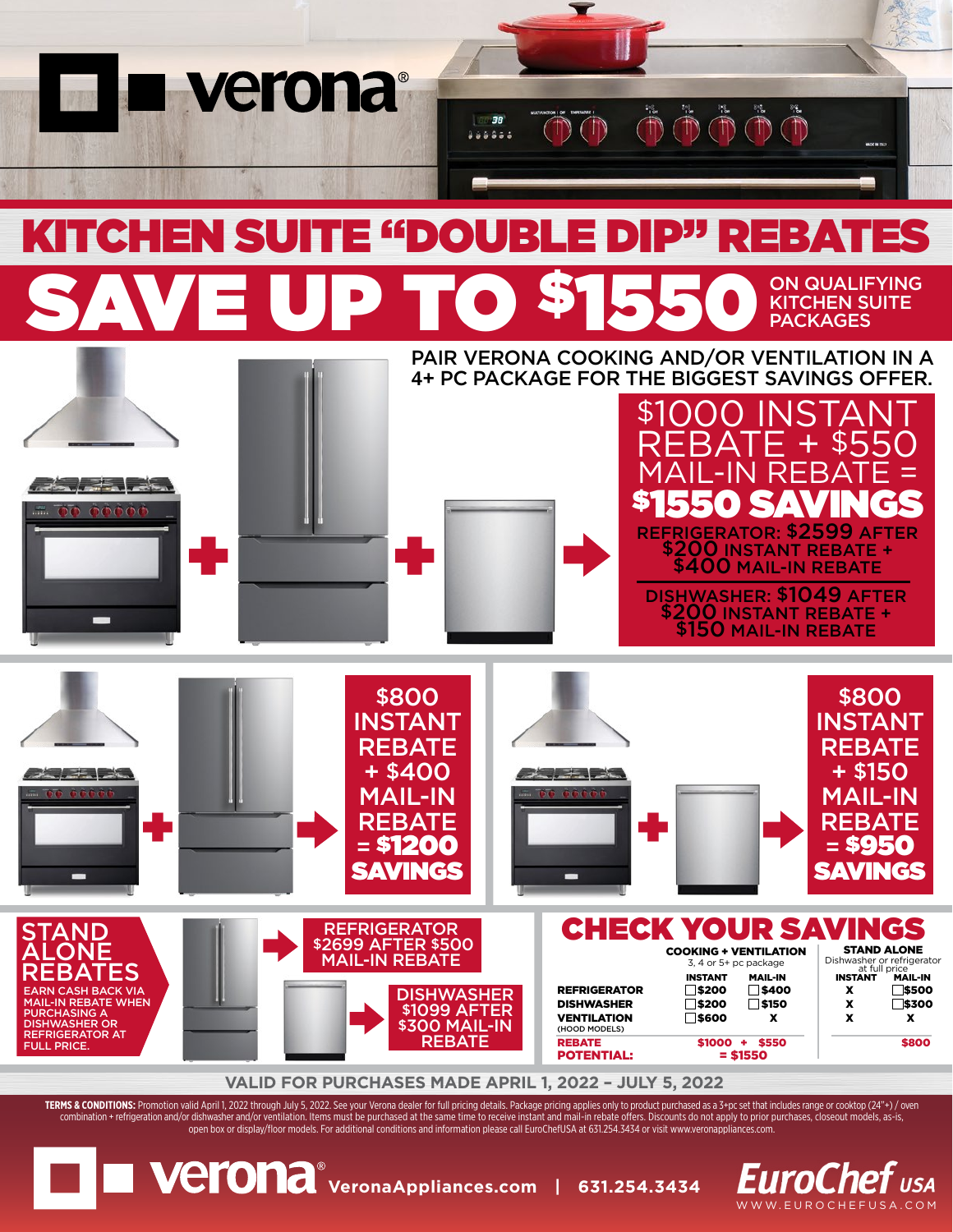# verona®

# KITCHEN SUITE "DOUBLE DIP" REBATES

## SAVE UP TO $1550 ON QUALIFYING KITCHEN SUITE PACKAGES

PAIR VERONA COOKING AND/OR VENTILATION IN A 4+ PC PACKAGE FOR THE BIGGEST SAVINGS OFFER.

**$1000 INSTANT REBATE + $550 MAIL-IN REBATE = $1550 SAVINGS**

REFRIGERATOR: $2599 AFTER $200 INSTANT REBATE + $400 MAIL-IN REBATE

DISHWASHER: $1049 AFTER $200 INSTANT REBATE + $150 MAIL-IN REBATE

**$800 INSTANT REBATE + $400 MAIL-IN REBATE = $1200 SAVINGS**

**$800 INSTANT REBATE + $150 MAIL-IN REBATE = $950 SAVINGS**

## STAND ALONE REBATES

EARN CASH BACK VIA MAIL-IN REBATE WHEN PURCHASING A DISHWASHER OR REFRIGERATOR AT FULL PRICE.

REFRIGERATOR $2699 AFTER $500 MAIL-IN REBATE

DISHWASHER $1099 AFTER $300 MAIL-IN REBATE

## CHECK YOUR SAVINGS

| | COOKING + VENTILATION (3, 4 or 5+ pc package) | | STAND ALONE (Dishwasher or refrigerator at full price) | |
|---|---|---|---|---|
| | INSTANT | MAIL-IN | INSTANT | MAIL-IN |
| REFRIGERATOR | ☐$200 | ☐$400 | X | ☐$500 |
| DISHWASHER | ☐$200 | ☐$150 | X | ☐$300 |
| VENTILATION (HOOD MODELS) | ☐$600 | X | X | X |
| REBATE POTENTIAL: | $1000 + | $550 = $1550 | | $800 |

VALID FOR PURCHASES MADE APRIL 1, 2022 – JULY 5, 2022

**TERMS & CONDITIONS:** Promotion valid April 1, 2022 through July 5, 2022. See your Verona dealer for full pricing details. Package pricing applies only to product purchased as a 3+pc set that includes range or cooktop (24"+) / oven combination + refrigeration and/or dishwasher and/or ventilation. Items must be purchased at the same time to receive instant and mail-in rebate offers. Discounts do not apply to prior purchases, closeout models, as-is, open box or display/floor models. For additional conditions and information please call EuroChefUSA at 631.254.3434 or visit www.veronaappliances.com.

verona® VeronaAppliances.com | 631.254.3434 EuroChef USA WWW.EUROCHEFUSA.COM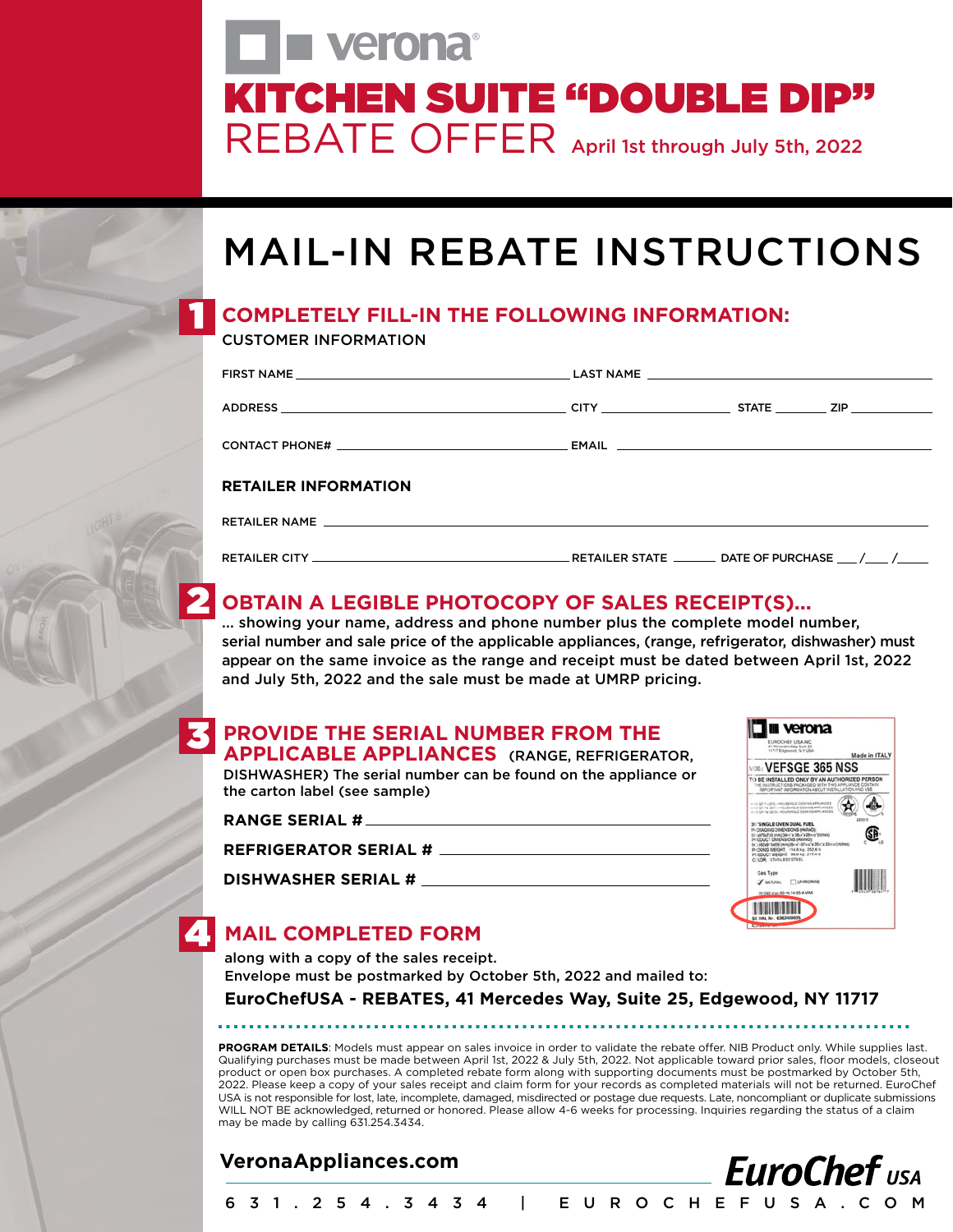# verona

# KITCHEN SUITE “DOUBLE DIP” REBATE OFFER

April 1st through July 5th, 2022

## MAIL-IN REBATE INSTRUCTIONS

### 1 COMPLETELY FILL-IN THE FOLLOWING INFORMATION:

CUSTOMER INFORMATION

FIRST NAME ______________________ LAST NAME ______________________

ADDRESS ______________________ CITY ____________ STATE ______ ZIP ________

CONTACT PHONE# ______________________ EMAIL ______________________

RETAILER INFORMATION

RETAILER NAME ______________________

RETAILER CITY ______________________ RETAILER STATE ______ DATE OF PURCHASE ___/___/_____

### 2 OBTAIN A LEGIBLE PHOTOCOPY OF SALES RECEIPT(S)...

... showing your name, address and phone number plus the complete model number, serial number and sale price of the applicable appliances, (range, refrigerator, dishwasher) must appear on the same invoice as the range and receipt must be dated between April 1st, 2022 and July 5th, 2022 and the sale must be made at UMRP pricing.

### 3 PROVIDE THE SERIAL NUMBER FROM THE APPLICABLE APPLIANCES (RANGE, REFRIGERATOR, DISHWASHER)

The serial number can be found on the appliance or the carton label (see sample)

RANGE SERIAL # ______________________

REFRIGERATOR SERIAL # ______________________

DISHWASHER SERIAL # ______________________

### 4 MAIL COMPLETED FORM

along with a copy of the sales receipt.
Envelope must be postmarked by October 5th, 2022 and mailed to:

**EuroChefUSA - REBATES, 41 Mercedes Way, Suite 25, Edgewood, NY 11717**

**PROGRAM DETAILS**: Models must appear on sales invoice in order to validate the rebate offer. NIB Product only. While supplies last. Qualifying purchases must be made between April 1st, 2022 & July 5th, 2022. Not applicable toward prior sales, floor models, closeout product or open box purchases. A completed rebate form along with supporting documents must be postmarked by October 5th, 2022. Please keep a copy of your sales receipt and claim form for your records as completed materials will not be returned. EuroChef USA is not responsible for lost, late, incomplete, damaged, misdirected or postage due requests. Late, noncompliant or duplicate submissions WILL NOT BE acknowledged, returned or honored. Please allow 4-6 weeks for processing. Inquiries regarding the status of a claim may be made by calling 631.254.3434.

**VeronaAppliances.com**

EuroChef USA

631.254.3434 | EUROCHEFUSA.COM